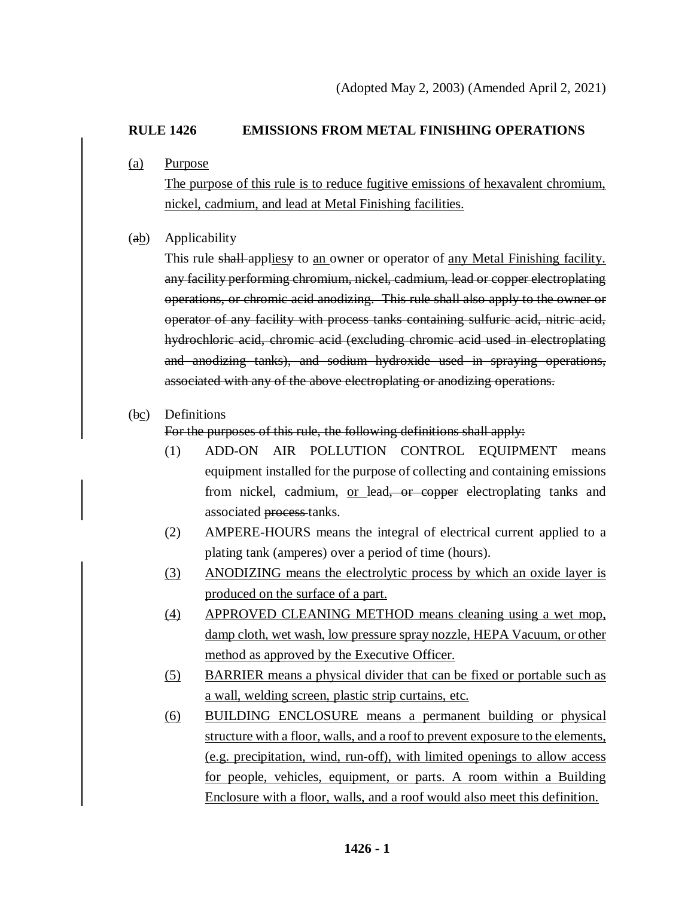(Adopted May 2, 2003) (Amended April 2, 2021)

## RULE 1426 EMISSIONS FROM METAL FINISHING OPERATIONS

(a) Purpose

The purpose of this rule is to reduce fugitive emissions of hexavalent chromium, nickel, cadmium, and lead at Metal Finishing facilities.

(ab) Applicability

This rule ~~shall~~ appliesy to an owner or operator of any Metal Finishing facility. ~~any facility performing chromium, nickel, cadmium, lead or copper electroplating operations, or chromic acid anodizing. This rule shall also apply to the owner or operator of any facility with process tanks containing sulfuric acid, nitric acid, hydrochloric acid, chromic acid (excluding chromic acid used in electroplating and anodizing tanks), and sodium hydroxide used in spraying operations, associated with any of the above electroplating or anodizing operations.~~

(bc) Definitions

~~For the purposes of this rule, the following definitions shall apply:~~

(1) ADD-ON AIR POLLUTION CONTROL EQUIPMENT means equipment installed for the purpose of collecting and containing emissions from nickel, cadmium, or lead~~, or copper~~ electroplating tanks and associated ~~process~~ tanks.

(2) AMPERE-HOURS means the integral of electrical current applied to a plating tank (amperes) over a period of time (hours).

(3) ANODIZING means the electrolytic process by which an oxide layer is produced on the surface of a part.

(4) APPROVED CLEANING METHOD means cleaning using a wet mop, damp cloth, wet wash, low pressure spray nozzle, HEPA Vacuum, or other method as approved by the Executive Officer.

(5) BARRIER means a physical divider that can be fixed or portable such as a wall, welding screen, plastic strip curtains, etc.

(6) BUILDING ENCLOSURE means a permanent building or physical structure with a floor, walls, and a roof to prevent exposure to the elements, (e.g. precipitation, wind, run-off), with limited openings to allow access for people, vehicles, equipment, or parts. A room within a Building Enclosure with a floor, walls, and a roof would also meet this definition.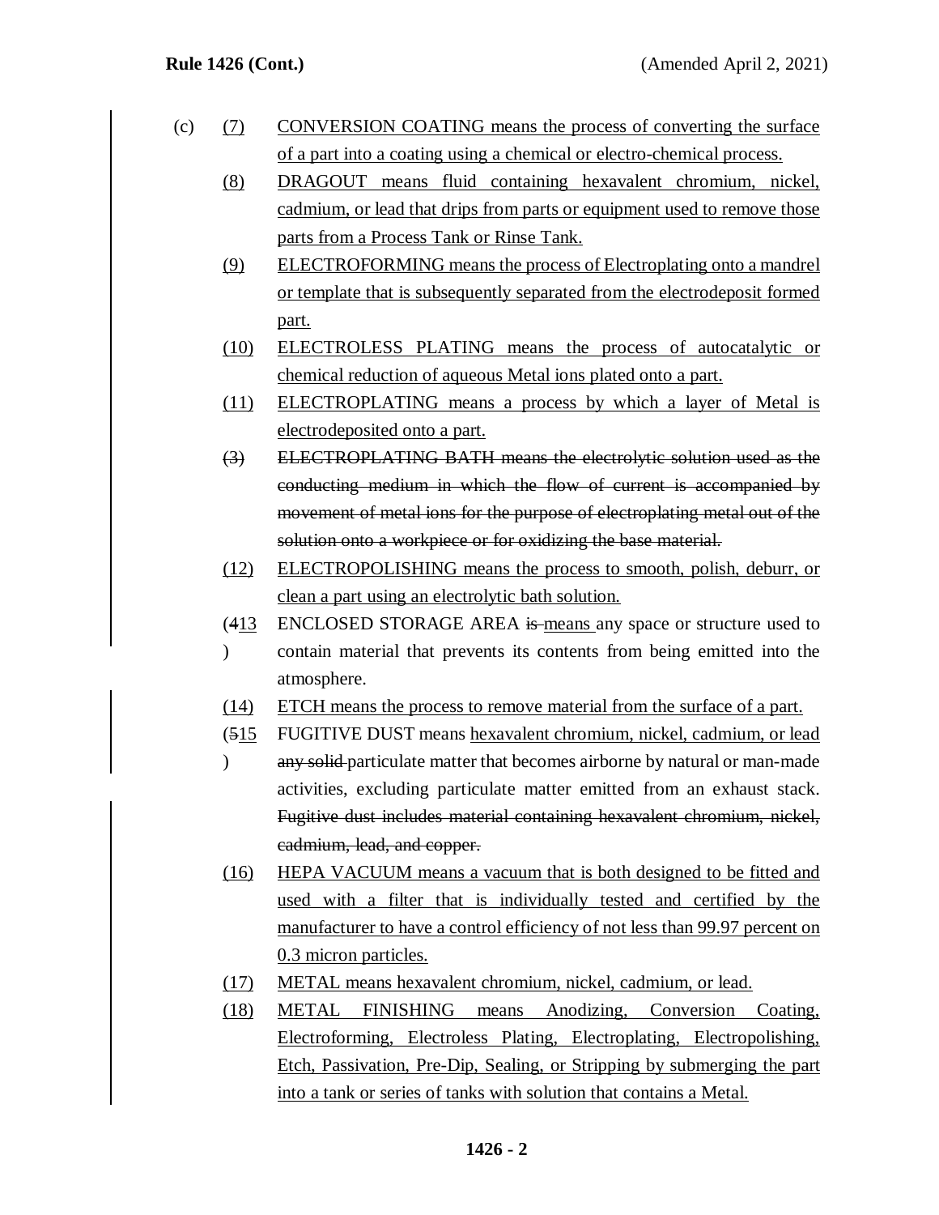(c) (7) CONVERSION COATING means the process of converting the surface of a part into a coating using a chemical or electro-chemical process.

(8) DRAGOUT means fluid containing hexavalent chromium, nickel, cadmium, or lead that drips from parts or equipment used to remove those parts from a Process Tank or Rinse Tank.

(9) ELECTROFORMING means the process of Electroplating onto a mandrel or template that is subsequently separated from the electrodeposit formed part.

(10) ELECTROLESS PLATING means the process of autocatalytic or chemical reduction of aqueous Metal ions plated onto a part.

(11) ELECTROPLATING means a process by which a layer of Metal is electrodeposited onto a part.

~~(3) ELECTROPLATING BATH means the electrolytic solution used as the conducting medium in which the flow of current is accompanied by movement of metal ions for the purpose of electroplating metal out of the solution onto a workpiece or for oxidizing the base material.~~

(12) ELECTROPOLISHING means the process to smooth, polish, deburr, or clean a part using an electrolytic bath solution.

(~~4~~13) ENCLOSED STORAGE AREA ~~is~~ means any space or structure used to contain material that prevents its contents from being emitted into the atmosphere.

(14) ETCH means the process to remove material from the surface of a part.

(~~5~~15) FUGITIVE DUST means hexavalent chromium, nickel, cadmium, or lead ~~any solid~~ particulate matter that becomes airborne by natural or man-made activities, excluding particulate matter emitted from an exhaust stack. ~~Fugitive dust includes material containing hexavalent chromium, nickel, cadmium, lead, and copper.~~

(16) HEPA VACUUM means a vacuum that is both designed to be fitted and used with a filter that is individually tested and certified by the manufacturer to have a control efficiency of not less than 99.97 percent on 0.3 micron particles.

(17) METAL means hexavalent chromium, nickel, cadmium, or lead.

(18) METAL FINISHING means Anodizing, Conversion Coating, Electroforming, Electroless Plating, Electroplating, Electropolishing, Etch, Passivation, Pre-Dip, Sealing, or Stripping by submerging the part into a tank or series of tanks with solution that contains a Metal.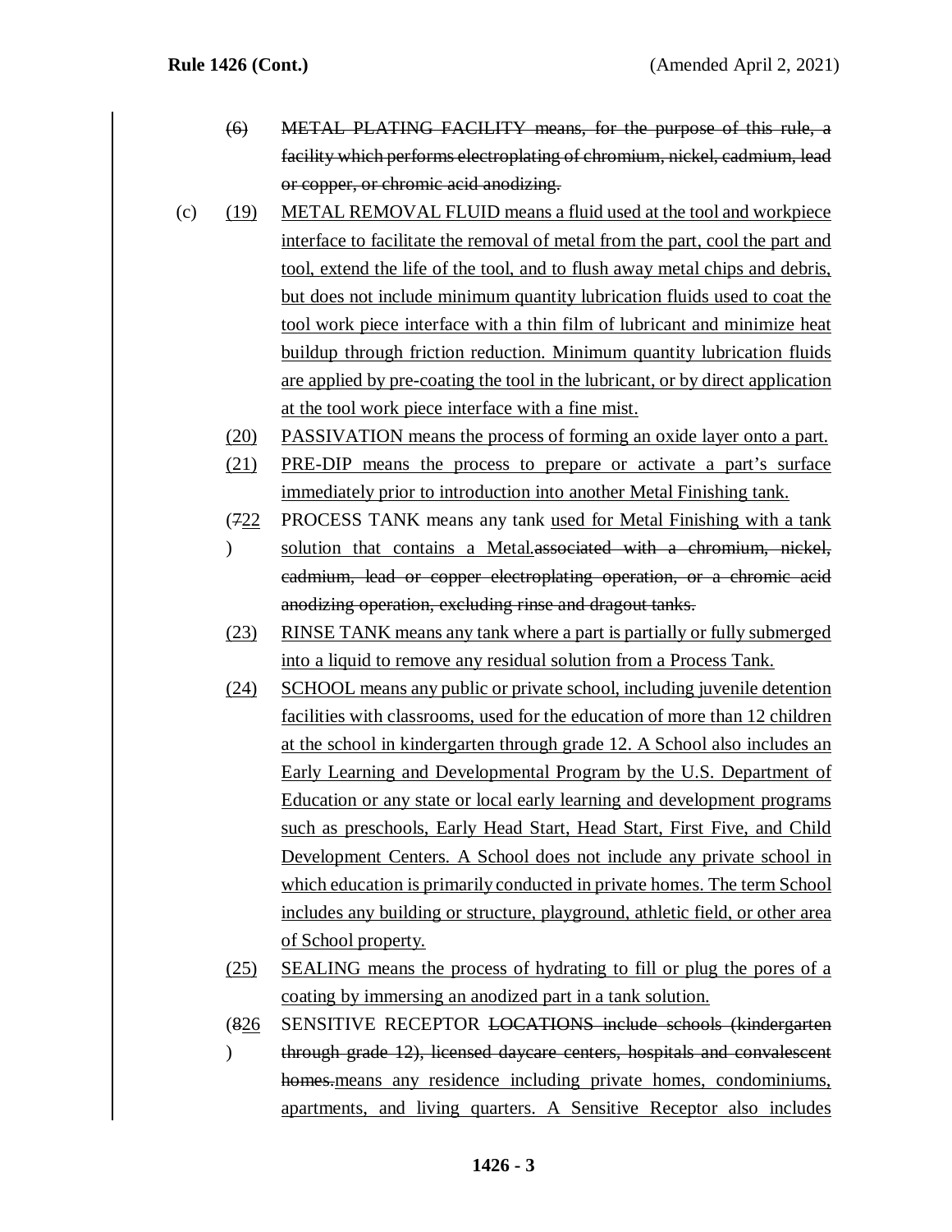(6) ~~METAL PLATING FACILITY means, for the purpose of this rule, a facility which performs electroplating of chromium, nickel, cadmium, lead or copper, or chromic acid anodizing.~~

(c) (19) METAL REMOVAL FLUID means a fluid used at the tool and workpiece interface to facilitate the removal of metal from the part, cool the part and tool, extend the life of the tool, and to flush away metal chips and debris, but does not include minimum quantity lubrication fluids used to coat the tool work piece interface with a thin film of lubricant and minimize heat buildup through friction reduction. Minimum quantity lubrication fluids are applied by pre-coating the tool in the lubricant, or by direct application at the tool work piece interface with a fine mist.

(20) PASSIVATION means the process of forming an oxide layer onto a part.

(21) PRE-DIP means the process to prepare or activate a part's surface immediately prior to introduction into another Metal Finishing tank.

(~~7~~22) PROCESS TANK means any tank used for Metal Finishing with a tank solution that contains a Metal.~~associated with a chromium, nickel, cadmium, lead or copper electroplating operation, or a chromic acid anodizing operation, excluding rinse and dragout tanks.~~

(23) RINSE TANK means any tank where a part is partially or fully submerged into a liquid to remove any residual solution from a Process Tank.

(24) SCHOOL means any public or private school, including juvenile detention facilities with classrooms, used for the education of more than 12 children at the school in kindergarten through grade 12. A School also includes an Early Learning and Developmental Program by the U.S. Department of Education or any state or local early learning and development programs such as preschools, Early Head Start, Head Start, First Five, and Child Development Centers. A School does not include any private school in which education is primarily conducted in private homes. The term School includes any building or structure, playground, athletic field, or other area of School property.

(25) SEALING means the process of hydrating to fill or plug the pores of a coating by immersing an anodized part in a tank solution.

(~~8~~26) SENSITIVE RECEPTOR ~~LOCATIONS include schools (kindergarten through grade 12), licensed daycare centers, hospitals and convalescent homes.~~means any residence including private homes, condominiums, apartments, and living quarters. A Sensitive Receptor also includes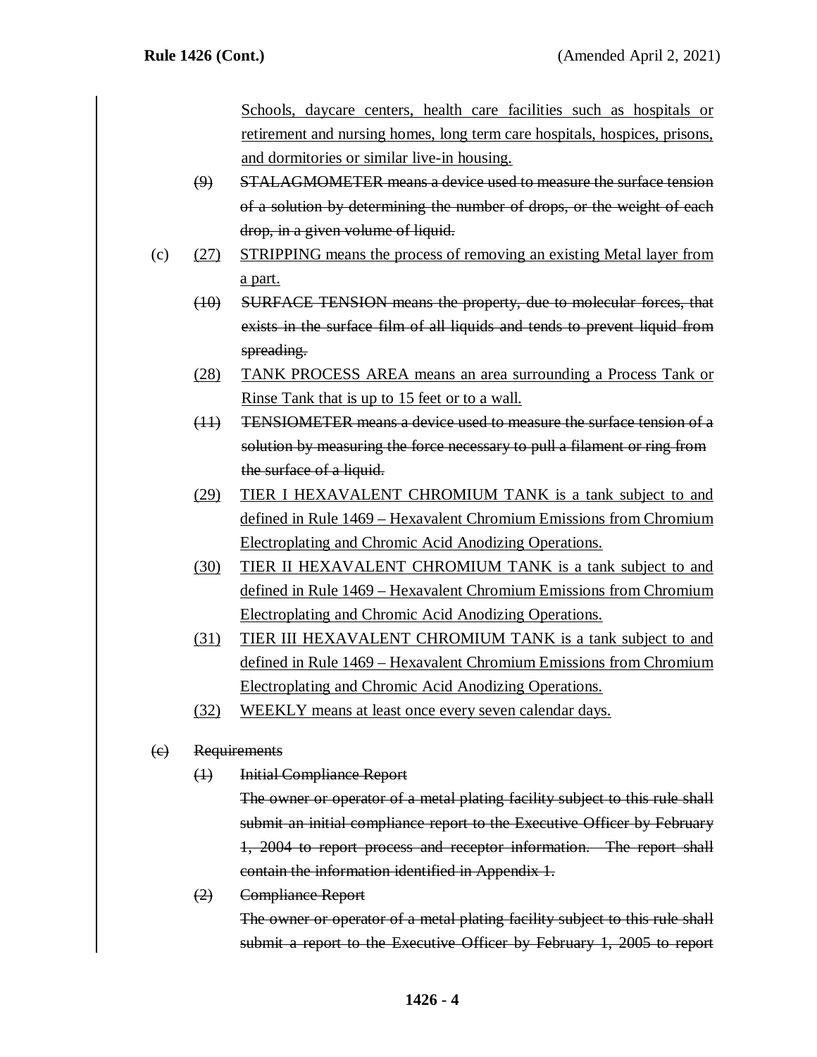Schools, daycare centers, health care facilities such as hospitals or retirement and nursing homes, long term care hospitals, hospices, prisons, and dormitories or similar live-in housing.

~~(9) STALAGMOMETER means a device used to measure the surface tension of a solution by determining the number of drops, or the weight of each drop, in a given volume of liquid.~~

(c) (27) STRIPPING means the process of removing an existing Metal layer from a part.

~~(10) SURFACE TENSION means the property, due to molecular forces, that exists in the surface film of all liquids and tends to prevent liquid from spreading.~~

(28) TANK PROCESS AREA means an area surrounding a Process Tank or Rinse Tank that is up to 15 feet or to a wall.

~~(11) TENSIOMETER means a device used to measure the surface tension of a solution by measuring the force necessary to pull a filament or ring from the surface of a liquid.~~

(29) TIER I HEXAVALENT CHROMIUM TANK is a tank subject to and defined in Rule 1469 – Hexavalent Chromium Emissions from Chromium Electroplating and Chromic Acid Anodizing Operations.

(30) TIER II HEXAVALENT CHROMIUM TANK is a tank subject to and defined in Rule 1469 – Hexavalent Chromium Emissions from Chromium Electroplating and Chromic Acid Anodizing Operations.

(31) TIER III HEXAVALENT CHROMIUM TANK is a tank subject to and defined in Rule 1469 – Hexavalent Chromium Emissions from Chromium Electroplating and Chromic Acid Anodizing Operations.

(32) WEEKLY means at least once every seven calendar days.

~~(c) Requirements~~

~~(1) Initial Compliance Report~~

~~The owner or operator of a metal plating facility subject to this rule shall submit an initial compliance report to the Executive Officer by February 1, 2004 to report process and receptor information. The report shall contain the information identified in Appendix 1.~~

~~(2) Compliance Report~~

~~The owner or operator of a metal plating facility subject to this rule shall submit a report to the Executive Officer by February 1, 2005 to report~~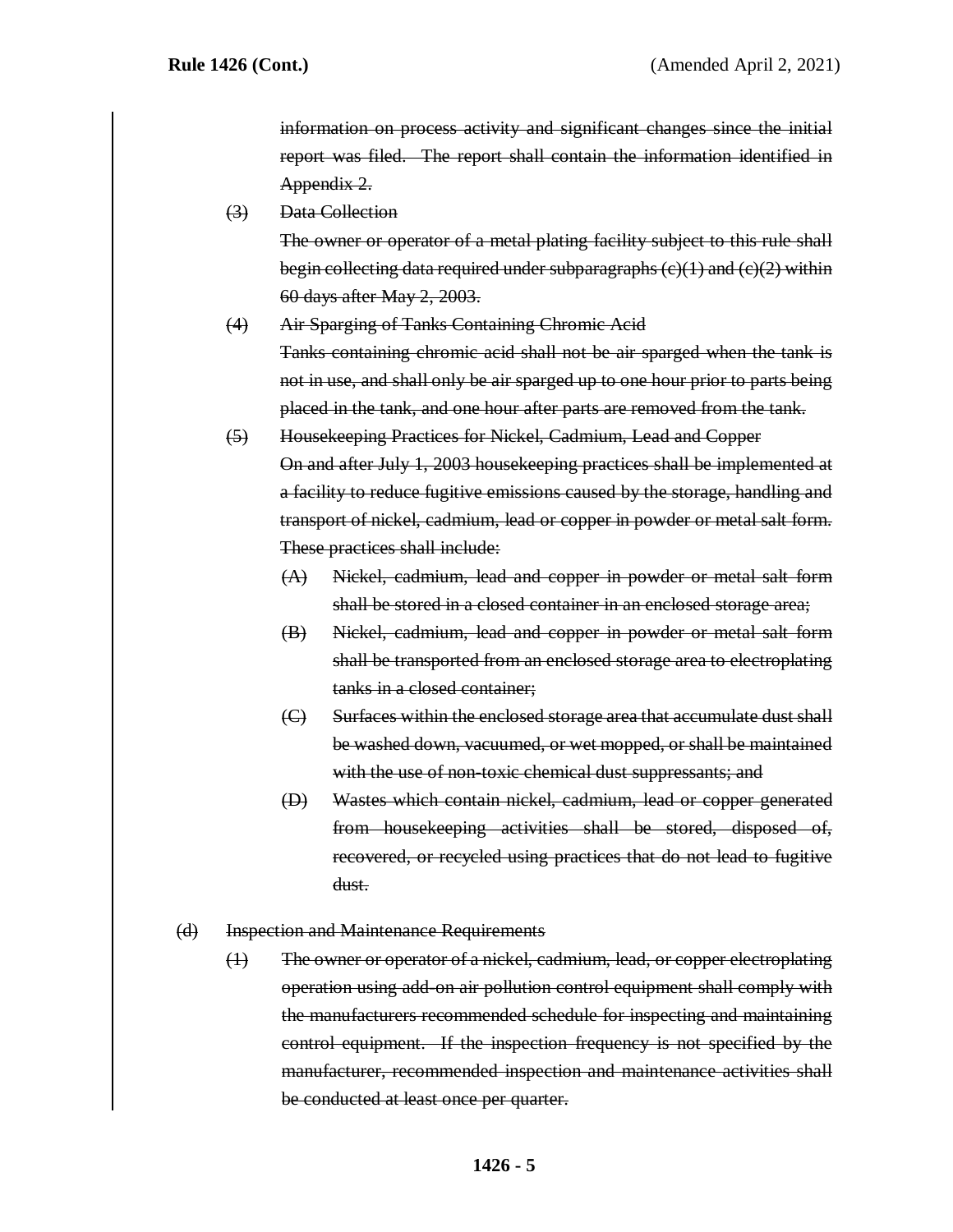~~information on process activity and significant changes since the initial report was filed. The report shall contain the information identified in Appendix 2.~~

~~(3) Data Collection~~

~~The owner or operator of a metal plating facility subject to this rule shall begin collecting data required under subparagraphs (c)(1) and (c)(2) within 60 days after May 2, 2003.~~

~~(4) Air Sparging of Tanks Containing Chromic Acid~~

~~Tanks containing chromic acid shall not be air sparged when the tank is not in use, and shall only be air sparged up to one hour prior to parts being placed in the tank, and one hour after parts are removed from the tank.~~

~~(5) Housekeeping Practices for Nickel, Cadmium, Lead and Copper~~

~~On and after July 1, 2003 housekeeping practices shall be implemented at a facility to reduce fugitive emissions caused by the storage, handling and transport of nickel, cadmium, lead or copper in powder or metal salt form. These practices shall include:~~

~~(A) Nickel, cadmium, lead and copper in powder or metal salt form shall be stored in a closed container in an enclosed storage area;~~

~~(B) Nickel, cadmium, lead and copper in powder or metal salt form shall be transported from an enclosed storage area to electroplating tanks in a closed container;~~

~~(C) Surfaces within the enclosed storage area that accumulate dust shall be washed down, vacuumed, or wet mopped, or shall be maintained with the use of non-toxic chemical dust suppressants; and~~

~~(D) Wastes which contain nickel, cadmium, lead or copper generated from housekeeping activities shall be stored, disposed of, recovered, or recycled using practices that do not lead to fugitive dust.~~

~~(d) Inspection and Maintenance Requirements~~

~~(1) The owner or operator of a nickel, cadmium, lead, or copper electroplating operation using add-on air pollution control equipment shall comply with the manufacturers recommended schedule for inspecting and maintaining control equipment. If the inspection frequency is not specified by the manufacturer, recommended inspection and maintenance activities shall be conducted at least once per quarter.~~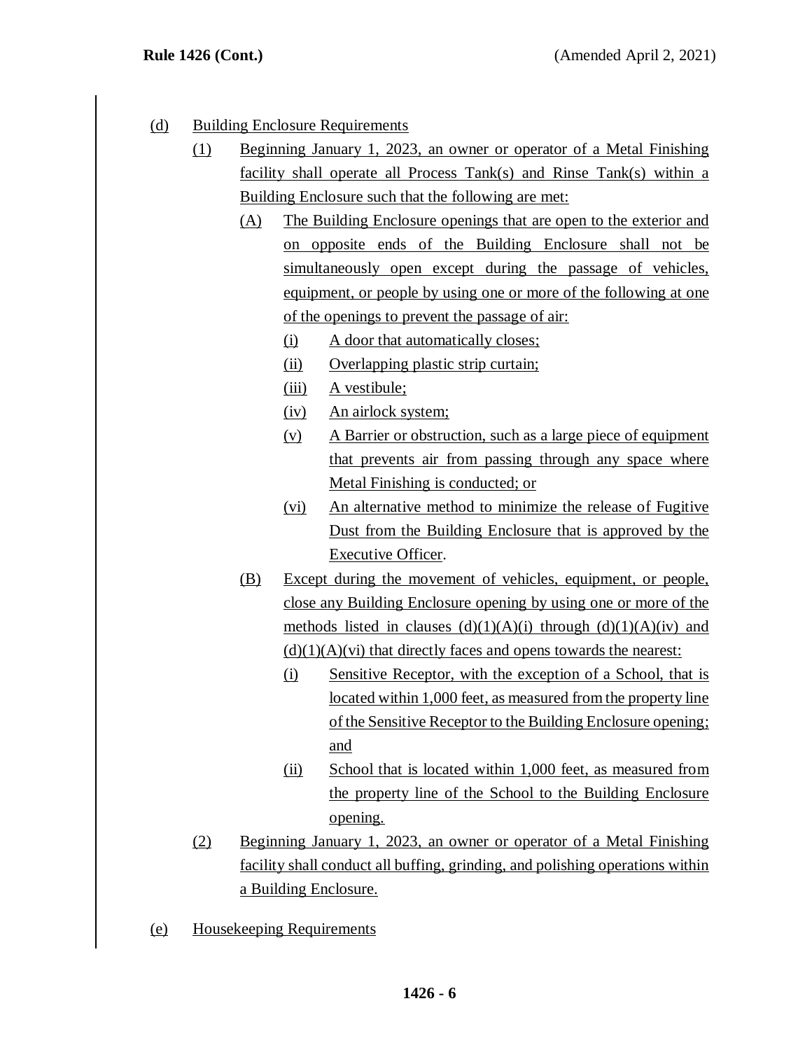(d) Building Enclosure Requirements

(1) Beginning January 1, 2023, an owner or operator of a Metal Finishing facility shall operate all Process Tank(s) and Rinse Tank(s) within a Building Enclosure such that the following are met:

(A) The Building Enclosure openings that are open to the exterior and on opposite ends of the Building Enclosure shall not be simultaneously open except during the passage of vehicles, equipment, or people by using one or more of the following at one of the openings to prevent the passage of air:

(i) A door that automatically closes;

(ii) Overlapping plastic strip curtain;

(iii) A vestibule;

(iv) An airlock system;

(v) A Barrier or obstruction, such as a large piece of equipment that prevents air from passing through any space where Metal Finishing is conducted; or

(vi) An alternative method to minimize the release of Fugitive Dust from the Building Enclosure that is approved by the Executive Officer.

(B) Except during the movement of vehicles, equipment, or people, close any Building Enclosure opening by using one or more of the methods listed in clauses (d)(1)(A)(i) through (d)(1)(A)(iv) and (d)(1)(A)(vi) that directly faces and opens towards the nearest:

(i) Sensitive Receptor, with the exception of a School, that is located within 1,000 feet, as measured from the property line of the Sensitive Receptor to the Building Enclosure opening; and

(ii) School that is located within 1,000 feet, as measured from the property line of the School to the Building Enclosure opening.

(2) Beginning January 1, 2023, an owner or operator of a Metal Finishing facility shall conduct all buffing, grinding, and polishing operations within a Building Enclosure.

(e) Housekeeping Requirements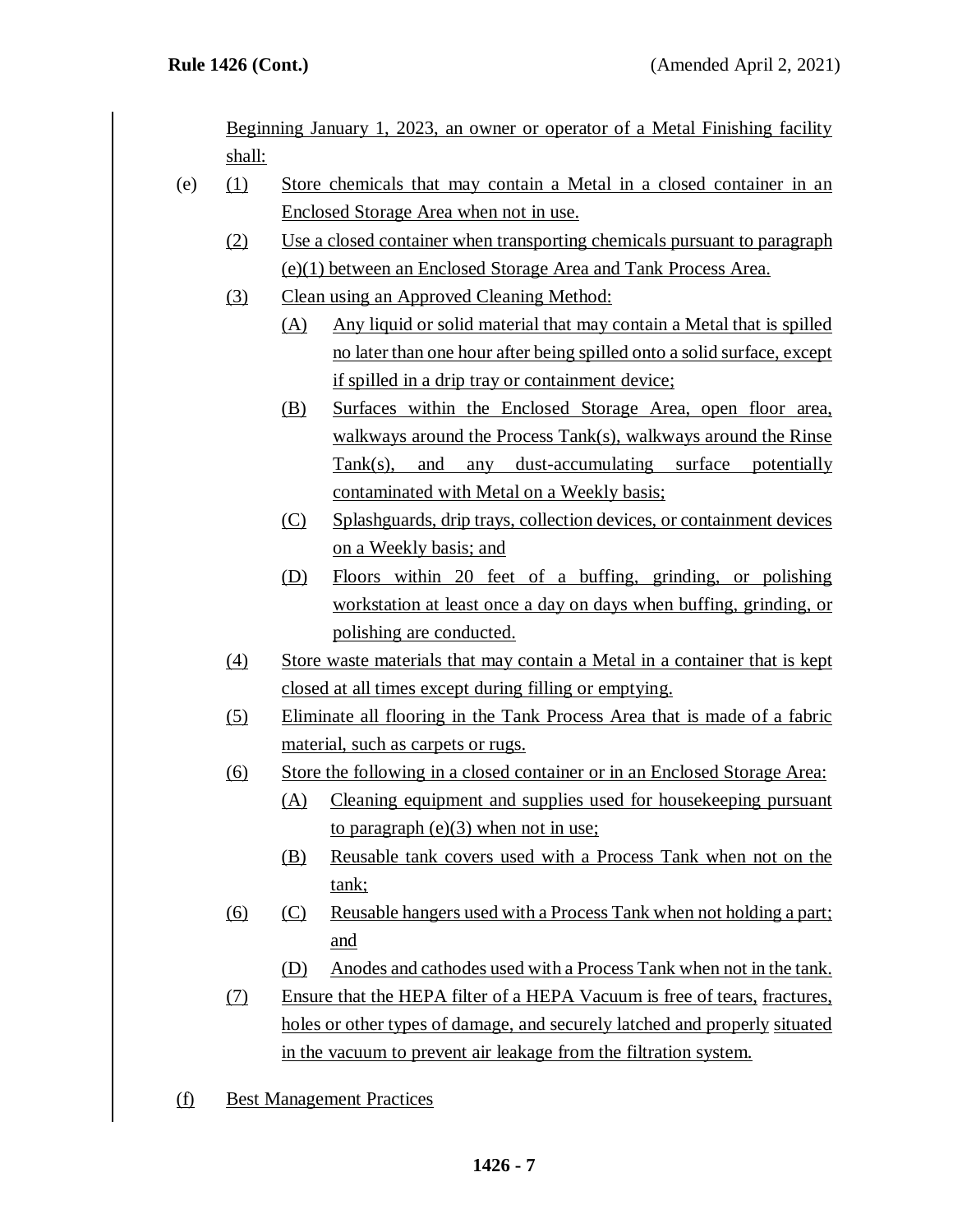Beginning January 1, 2023, an owner or operator of a Metal Finishing facility shall:

(e) (1) Store chemicals that may contain a Metal in a closed container in an Enclosed Storage Area when not in use.

(2) Use a closed container when transporting chemicals pursuant to paragraph (e)(1) between an Enclosed Storage Area and Tank Process Area.

(3) Clean using an Approved Cleaning Method:

(A) Any liquid or solid material that may contain a Metal that is spilled no later than one hour after being spilled onto a solid surface, except if spilled in a drip tray or containment device;

(B) Surfaces within the Enclosed Storage Area, open floor area, walkways around the Process Tank(s), walkways around the Rinse Tank(s), and any dust-accumulating surface potentially contaminated with Metal on a Weekly basis;

(C) Splashguards, drip trays, collection devices, or containment devices on a Weekly basis; and

(D) Floors within 20 feet of a buffing, grinding, or polishing workstation at least once a day on days when buffing, grinding, or polishing are conducted.

(4) Store waste materials that may contain a Metal in a container that is kept closed at all times except during filling or emptying.

(5) Eliminate all flooring in the Tank Process Area that is made of a fabric material, such as carpets or rugs.

(6) Store the following in a closed container or in an Enclosed Storage Area:

(A) Cleaning equipment and supplies used for housekeeping pursuant to paragraph (e)(3) when not in use;

(B) Reusable tank covers used with a Process Tank when not on the tank;

(6) (C) Reusable hangers used with a Process Tank when not holding a part; and

(D) Anodes and cathodes used with a Process Tank when not in the tank.

(7) Ensure that the HEPA filter of a HEPA Vacuum is free of tears, fractures, holes or other types of damage, and securely latched and properly situated in the vacuum to prevent air leakage from the filtration system.

(f) Best Management Practices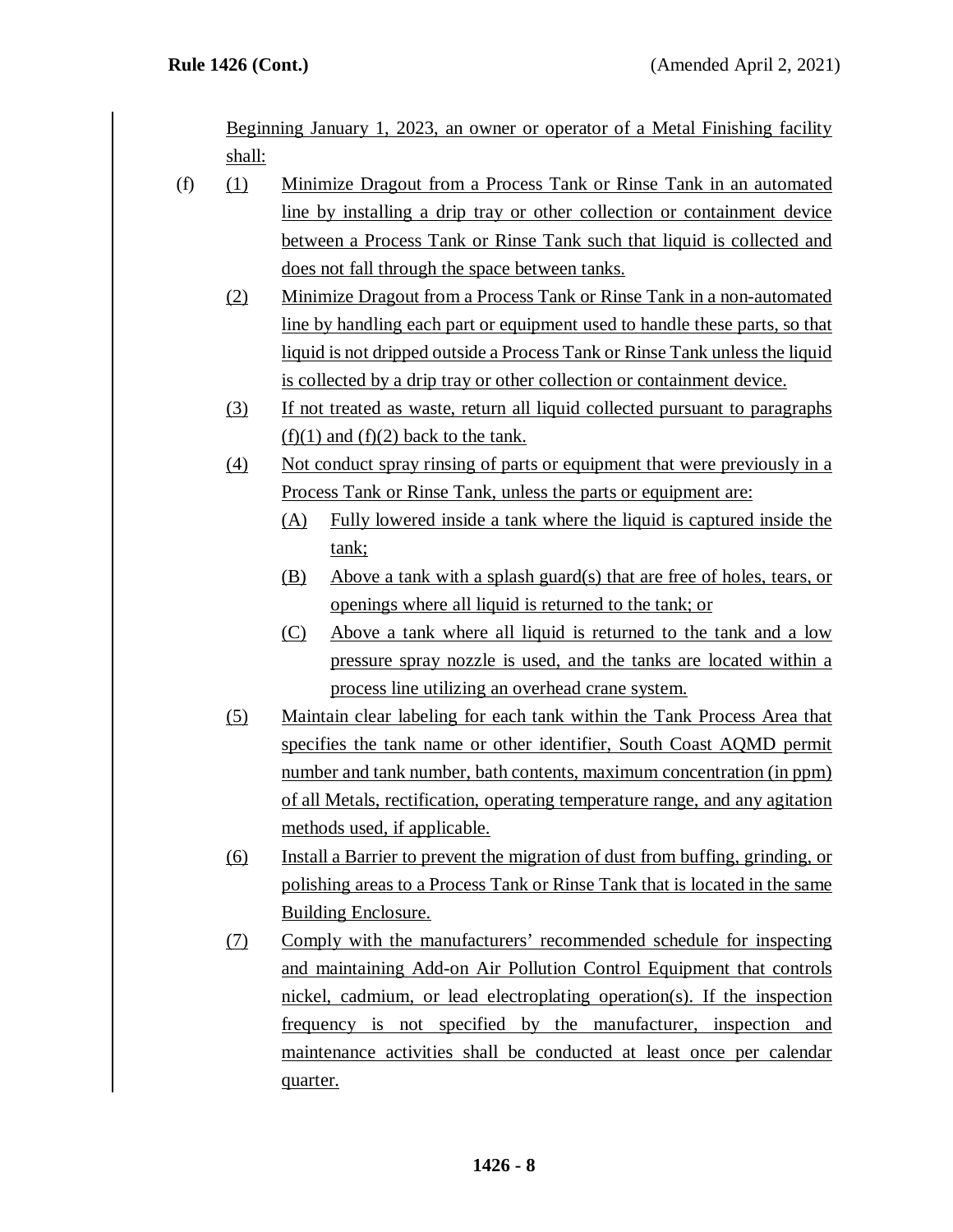Beginning January 1, 2023, an owner or operator of a Metal Finishing facility shall:

(f) (1) Minimize Dragout from a Process Tank or Rinse Tank in an automated line by installing a drip tray or other collection or containment device between a Process Tank or Rinse Tank such that liquid is collected and does not fall through the space between tanks.

(2) Minimize Dragout from a Process Tank or Rinse Tank in a non-automated line by handling each part or equipment used to handle these parts, so that liquid is not dripped outside a Process Tank or Rinse Tank unless the liquid is collected by a drip tray or other collection or containment device.

(3) If not treated as waste, return all liquid collected pursuant to paragraphs (f)(1) and (f)(2) back to the tank.

(4) Not conduct spray rinsing of parts or equipment that were previously in a Process Tank or Rinse Tank, unless the parts or equipment are:

  (A) Fully lowered inside a tank where the liquid is captured inside the tank;

  (B) Above a tank with a splash guard(s) that are free of holes, tears, or openings where all liquid is returned to the tank; or

  (C) Above a tank where all liquid is returned to the tank and a low pressure spray nozzle is used, and the tanks are located within a process line utilizing an overhead crane system.

(5) Maintain clear labeling for each tank within the Tank Process Area that specifies the tank name or other identifier, South Coast AQMD permit number and tank number, bath contents, maximum concentration (in ppm) of all Metals, rectification, operating temperature range, and any agitation methods used, if applicable.

(6) Install a Barrier to prevent the migration of dust from buffing, grinding, or polishing areas to a Process Tank or Rinse Tank that is located in the same Building Enclosure.

(7) Comply with the manufacturers' recommended schedule for inspecting and maintaining Add-on Air Pollution Control Equipment that controls nickel, cadmium, or lead electroplating operation(s). If the inspection frequency is not specified by the manufacturer, inspection and maintenance activities shall be conducted at least once per calendar quarter.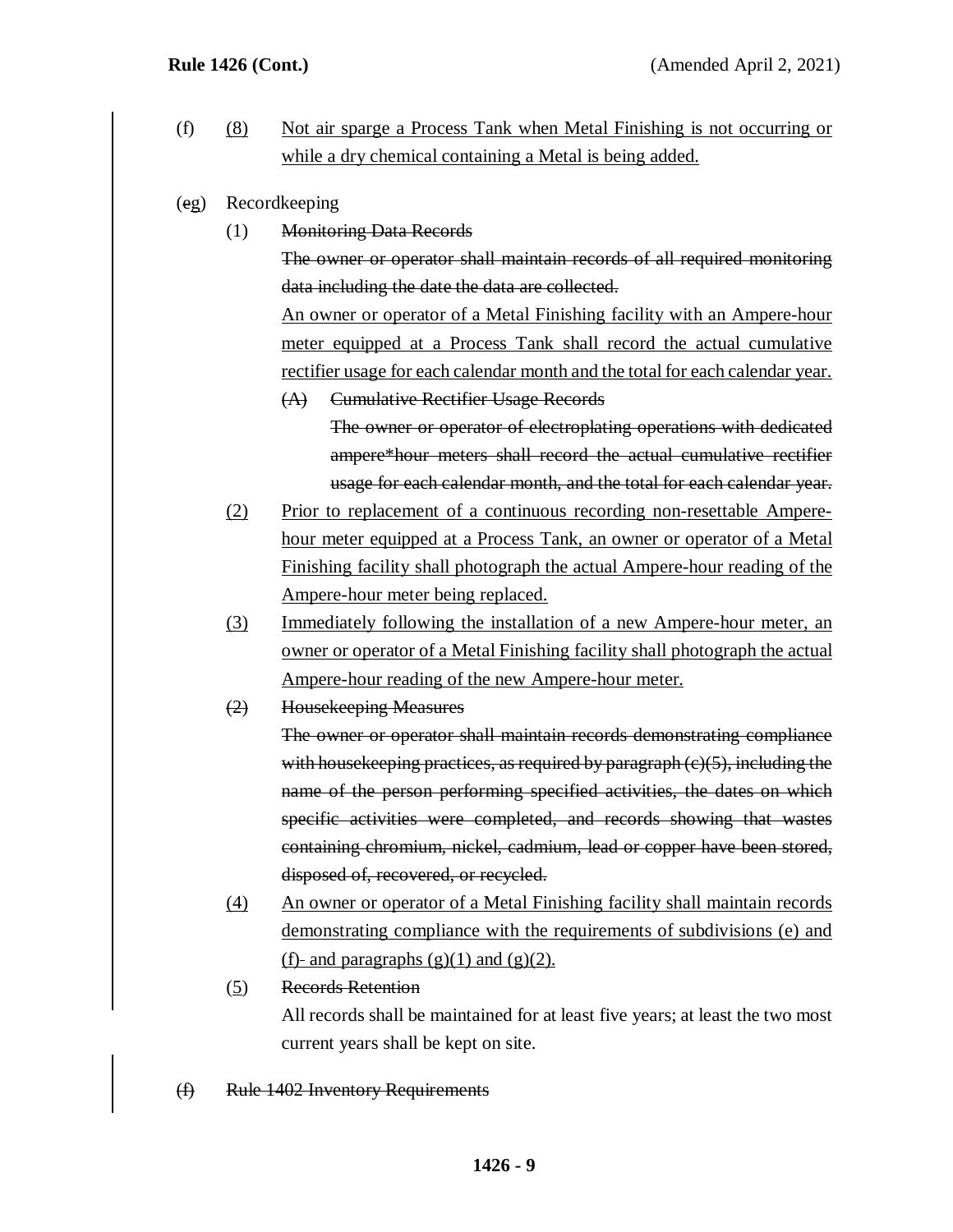(f) (8) Not air sparge a Process Tank when Metal Finishing is not occurring or while a dry chemical containing a Metal is being added.

(eg) Recordkeeping

(1) ~~Monitoring Data Records~~

~~The owner or operator shall maintain records of all required monitoring data including the date the data are collected.~~

An owner or operator of a Metal Finishing facility with an Ampere-hour meter equipped at a Process Tank shall record the actual cumulative rectifier usage for each calendar month and the total for each calendar year.

~~(A) Cumulative Rectifier Usage Records~~

~~The owner or operator of electroplating operations with dedicated ampere*hour meters shall record the actual cumulative rectifier usage for each calendar month, and the total for each calendar year.~~

(2) Prior to replacement of a continuous recording non-resettable Ampere-hour meter equipped at a Process Tank, an owner or operator of a Metal Finishing facility shall photograph the actual Ampere-hour reading of the Ampere-hour meter being replaced.

(3) Immediately following the installation of a new Ampere-hour meter, an owner or operator of a Metal Finishing facility shall photograph the actual Ampere-hour reading of the new Ampere-hour meter.

~~(2) Housekeeping Measures~~

~~The owner or operator shall maintain records demonstrating compliance with housekeeping practices, as required by paragraph (c)(5), including the name of the person performing specified activities, the dates on which specific activities were completed, and records showing that wastes containing chromium, nickel, cadmium, lead or copper have been stored, disposed of, recovered, or recycled.~~

(4) An owner or operator of a Metal Finishing facility shall maintain records demonstrating compliance with the requirements of subdivisions (e) and (f)- and paragraphs (g)(1) and (g)(2).

(5) ~~Records Retention~~

All records shall be maintained for at least five years; at least the two most current years shall be kept on site.

~~(f) Rule 1402 Inventory Requirements~~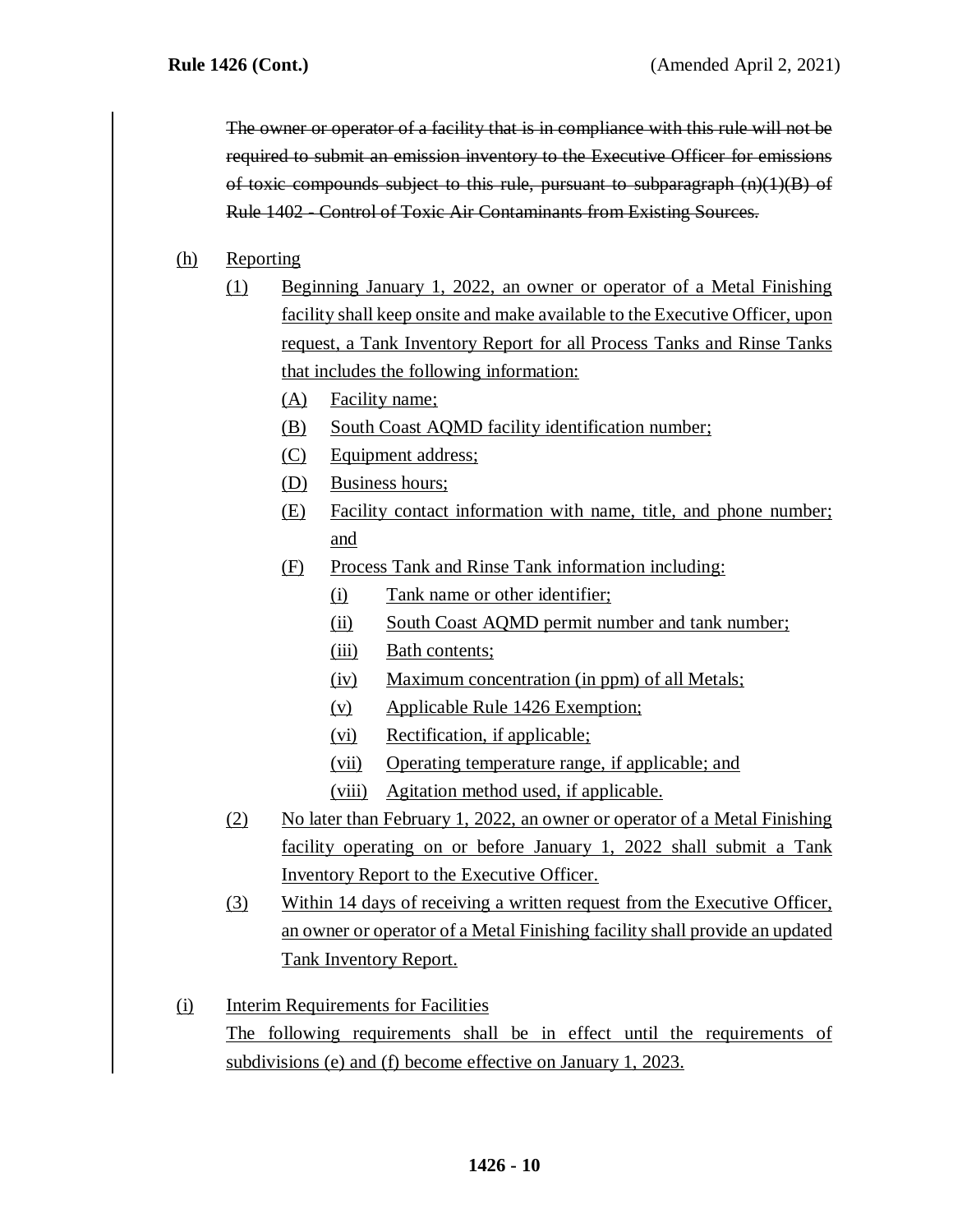~~The owner or operator of a facility that is in compliance with this rule will not be required to submit an emission inventory to the Executive Officer for emissions of toxic compounds subject to this rule, pursuant to subparagraph (n)(1)(B) of Rule 1402 - Control of Toxic Air Contaminants from Existing Sources.~~

(h) Reporting

(1) Beginning January 1, 2022, an owner or operator of a Metal Finishing facility shall keep onsite and make available to the Executive Officer, upon request, a Tank Inventory Report for all Process Tanks and Rinse Tanks that includes the following information:

(A) Facility name;

(B) South Coast AQMD facility identification number;

(C) Equipment address;

(D) Business hours;

(E) Facility contact information with name, title, and phone number; and

(F) Process Tank and Rinse Tank information including:

(i) Tank name or other identifier;

(ii) South Coast AQMD permit number and tank number;

(iii) Bath contents;

(iv) Maximum concentration (in ppm) of all Metals;

(v) Applicable Rule 1426 Exemption;

(vi) Rectification, if applicable;

(vii) Operating temperature range, if applicable; and

(viii) Agitation method used, if applicable.

(2) No later than February 1, 2022, an owner or operator of a Metal Finishing facility operating on or before January 1, 2022 shall submit a Tank Inventory Report to the Executive Officer.

(3) Within 14 days of receiving a written request from the Executive Officer, an owner or operator of a Metal Finishing facility shall provide an updated Tank Inventory Report.

(i) Interim Requirements for Facilities

The following requirements shall be in effect until the requirements of subdivisions (e) and (f) become effective on January 1, 2023.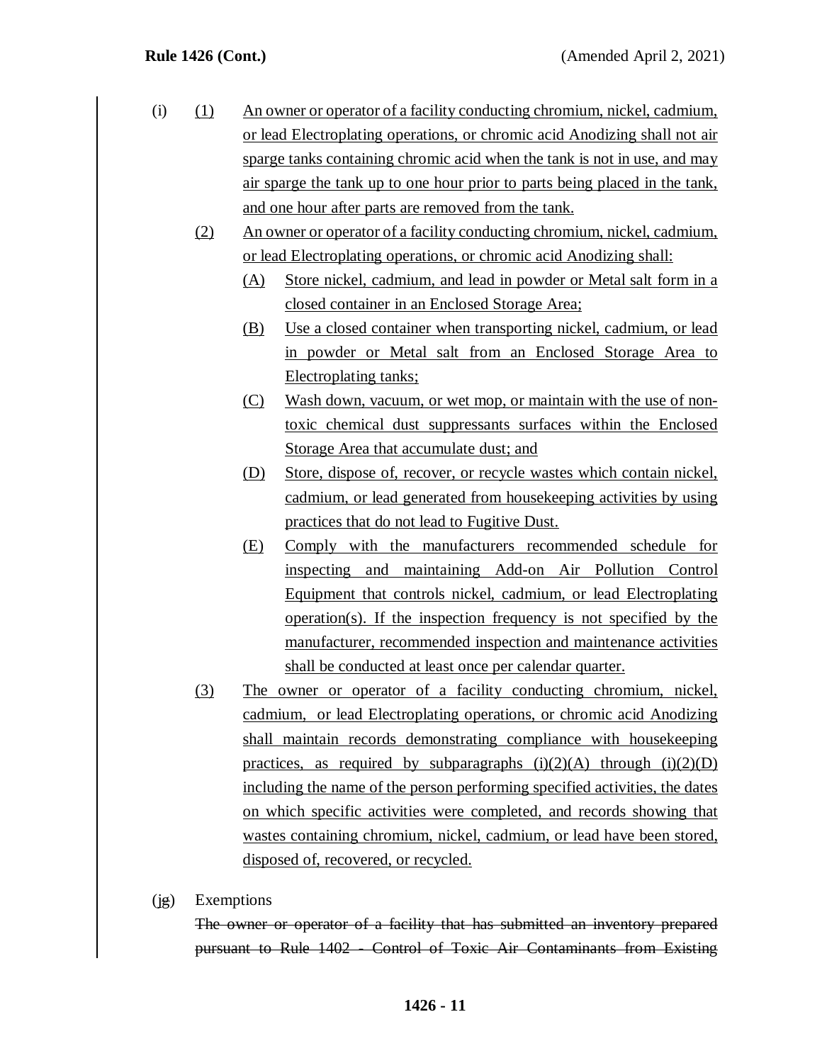(i) (1) An owner or operator of a facility conducting chromium, nickel, cadmium, or lead Electroplating operations, or chromic acid Anodizing shall not air sparge tanks containing chromic acid when the tank is not in use, and may air sparge the tank up to one hour prior to parts being placed in the tank, and one hour after parts are removed from the tank.

(2) An owner or operator of a facility conducting chromium, nickel, cadmium, or lead Electroplating operations, or chromic acid Anodizing shall:

(A) Store nickel, cadmium, and lead in powder or Metal salt form in a closed container in an Enclosed Storage Area;

(B) Use a closed container when transporting nickel, cadmium, or lead in powder or Metal salt from an Enclosed Storage Area to Electroplating tanks;

(C) Wash down, vacuum, or wet mop, or maintain with the use of non-toxic chemical dust suppressants surfaces within the Enclosed Storage Area that accumulate dust; and

(D) Store, dispose of, recover, or recycle wastes which contain nickel, cadmium, or lead generated from housekeeping activities by using practices that do not lead to Fugitive Dust.

(E) Comply with the manufacturers recommended schedule for inspecting and maintaining Add-on Air Pollution Control Equipment that controls nickel, cadmium, or lead Electroplating operation(s). If the inspection frequency is not specified by the manufacturer, recommended inspection and maintenance activities shall be conducted at least once per calendar quarter.

(3) The owner or operator of a facility conducting chromium, nickel, cadmium, or lead Electroplating operations, or chromic acid Anodizing shall maintain records demonstrating compliance with housekeeping practices, as required by subparagraphs (i)(2)(A) through (i)(2)(D) including the name of the person performing specified activities, the dates on which specific activities were completed, and records showing that wastes containing chromium, nickel, cadmium, or lead have been stored, disposed of, recovered, or recycled.

(j~~g~~) Exemptions

~~The owner or operator of a facility that has submitted an inventory prepared pursuant to Rule 1402 - Control of Toxic Air Contaminants from Existing~~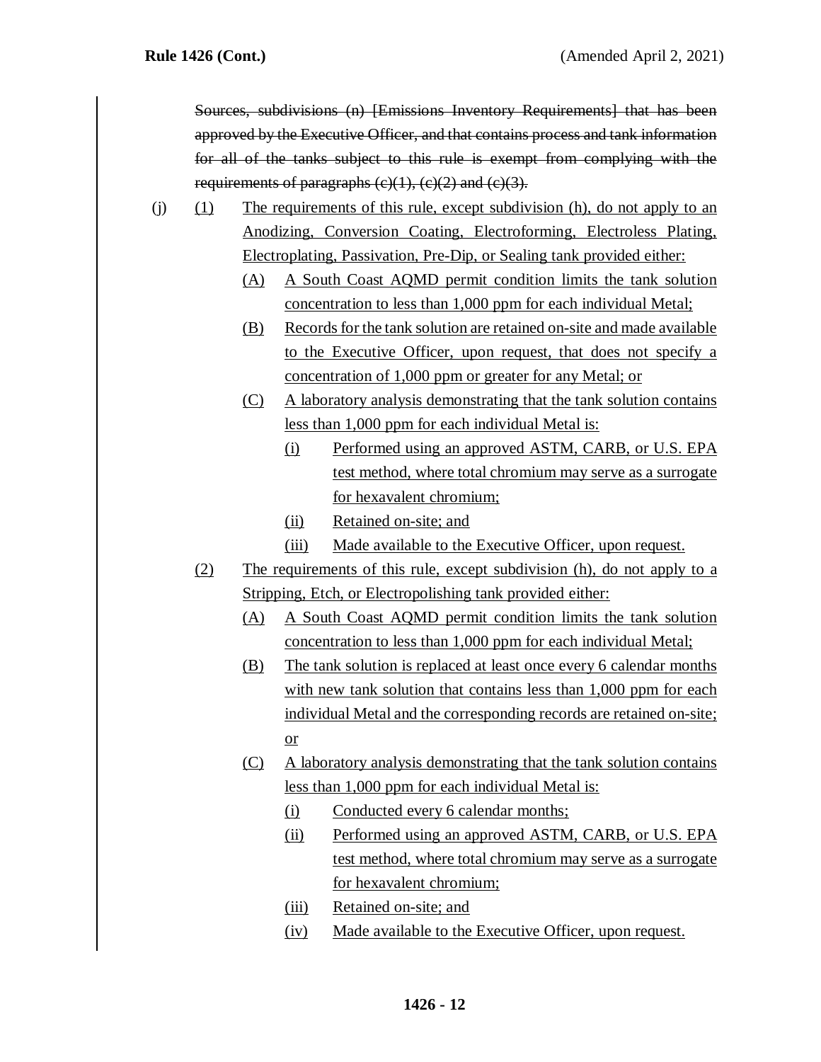~~Sources, subdivisions (n) [Emissions Inventory Requirements] that has been approved by the Executive Officer, and that contains process and tank information for all of the tanks subject to this rule is exempt from complying with the requirements of paragraphs (c)(1), (c)(2) and (c)(3).~~

(j) (1) The requirements of this rule, except subdivision (h), do not apply to an Anodizing, Conversion Coating, Electroforming, Electroless Plating, Electroplating, Passivation, Pre-Dip, or Sealing tank provided either:

- (A) A South Coast AQMD permit condition limits the tank solution concentration to less than 1,000 ppm for each individual Metal;
- (B) Records for the tank solution are retained on-site and made available to the Executive Officer, upon request, that does not specify a concentration of 1,000 ppm or greater for any Metal; or
- (C) A laboratory analysis demonstrating that the tank solution contains less than 1,000 ppm for each individual Metal is:
  - (i) Performed using an approved ASTM, CARB, or U.S. EPA test method, where total chromium may serve as a surrogate for hexavalent chromium;
  - (ii) Retained on-site; and
  - (iii) Made available to the Executive Officer, upon request.

(2) The requirements of this rule, except subdivision (h), do not apply to a Stripping, Etch, or Electropolishing tank provided either:

- (A) A South Coast AQMD permit condition limits the tank solution concentration to less than 1,000 ppm for each individual Metal;
- (B) The tank solution is replaced at least once every 6 calendar months with new tank solution that contains less than 1,000 ppm for each individual Metal and the corresponding records are retained on-site; or
- (C) A laboratory analysis demonstrating that the tank solution contains less than 1,000 ppm for each individual Metal is:
  - (i) Conducted every 6 calendar months;
  - (ii) Performed using an approved ASTM, CARB, or U.S. EPA test method, where total chromium may serve as a surrogate for hexavalent chromium;
  - (iii) Retained on-site; and
  - (iv) Made available to the Executive Officer, upon request.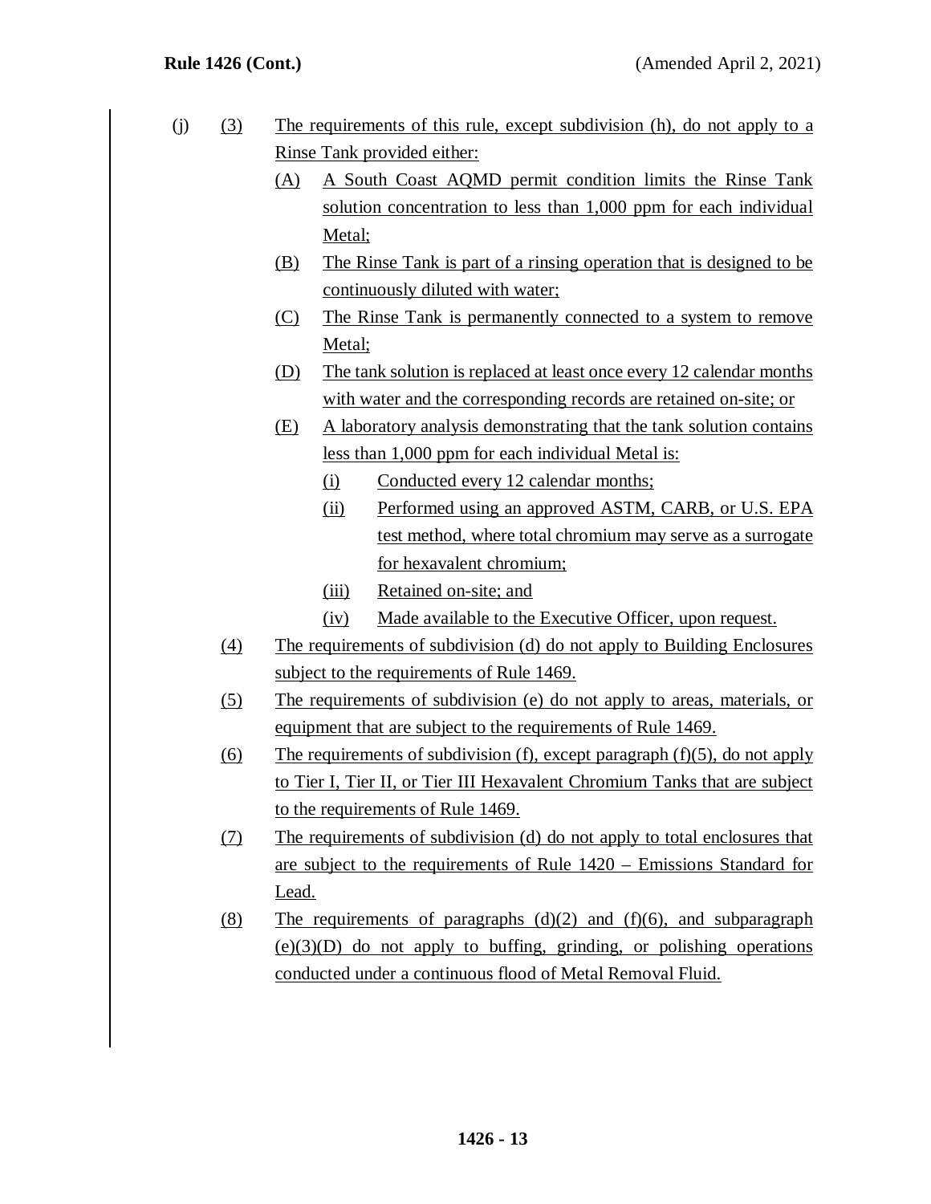(j) (3) The requirements of this rule, except subdivision (h), do not apply to a Rinse Tank provided either:

(A) A South Coast AQMD permit condition limits the Rinse Tank solution concentration to less than 1,000 ppm for each individual Metal;

(B) The Rinse Tank is part of a rinsing operation that is designed to be continuously diluted with water;

(C) The Rinse Tank is permanently connected to a system to remove Metal;

(D) The tank solution is replaced at least once every 12 calendar months with water and the corresponding records are retained on-site; or

(E) A laboratory analysis demonstrating that the tank solution contains less than 1,000 ppm for each individual Metal is:

(i) Conducted every 12 calendar months;

(ii) Performed using an approved ASTM, CARB, or U.S. EPA test method, where total chromium may serve as a surrogate for hexavalent chromium;

(iii) Retained on-site; and

(iv) Made available to the Executive Officer, upon request.

(4) The requirements of subdivision (d) do not apply to Building Enclosures subject to the requirements of Rule 1469.

(5) The requirements of subdivision (e) do not apply to areas, materials, or equipment that are subject to the requirements of Rule 1469.

(6) The requirements of subdivision (f), except paragraph (f)(5), do not apply to Tier I, Tier II, or Tier III Hexavalent Chromium Tanks that are subject to the requirements of Rule 1469.

(7) The requirements of subdivision (d) do not apply to total enclosures that are subject to the requirements of Rule 1420 – Emissions Standard for Lead.

(8) The requirements of paragraphs (d)(2) and (f)(6), and subparagraph (e)(3)(D) do not apply to buffing, grinding, or polishing operations conducted under a continuous flood of Metal Removal Fluid.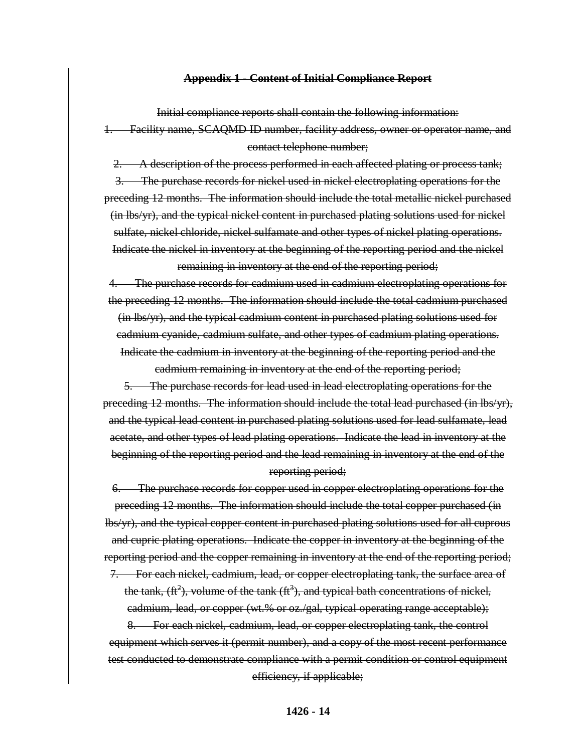## ~~Appendix 1 - Content of Initial Compliance Report~~

~~Initial compliance reports shall contain the following information:~~

1. ~~Facility name, SCAQMD ID number, facility address, owner or operator name, and contact telephone number;~~
2. ~~A description of the process performed in each affected plating or process tank;~~
3. ~~The purchase records for nickel used in nickel electroplating operations for the preceding 12 months. The information should include the total metallic nickel purchased (in lbs/yr), and the typical nickel content in purchased plating solutions used for nickel sulfate, nickel chloride, nickel sulfamate and other types of nickel plating operations. Indicate the nickel in inventory at the beginning of the reporting period and the nickel remaining in inventory at the end of the reporting period;~~
4. ~~The purchase records for cadmium used in cadmium electroplating operations for the preceding 12 months. The information should include the total cadmium purchased (in lbs/yr), and the typical cadmium content in purchased plating solutions used for cadmium cyanide, cadmium sulfate, and other types of cadmium plating operations. Indicate the cadmium in inventory at the beginning of the reporting period and the cadmium remaining in inventory at the end of the reporting period;~~
5. ~~The purchase records for lead used in lead electroplating operations for the preceding 12 months. The information should include the total lead purchased (in lbs/yr), and the typical lead content in purchased plating solutions used for lead sulfamate, lead acetate, and other types of lead plating operations. Indicate the lead in inventory at the beginning of the reporting period and the lead remaining in inventory at the end of the reporting period;~~
6. ~~The purchase records for copper used in copper electroplating operations for the preceding 12 months. The information should include the total copper purchased (in lbs/yr), and the typical copper content in purchased plating solutions used for all cuprous and cupric plating operations. Indicate the copper in inventory at the beginning of the reporting period and the copper remaining in inventory at the end of the reporting period;~~
7. ~~For each nickel, cadmium, lead, or copper electroplating tank, the surface area of the tank, ($ft^2$), volume of the tank ($ft^3$), and typical bath concentrations of nickel, cadmium, lead, or copper (wt.% or oz./gal, typical operating range acceptable);~~
8. ~~For each nickel, cadmium, lead, or copper electroplating tank, the control equipment which serves it (permit number), and a copy of the most recent performance test conducted to demonstrate compliance with a permit condition or control equipment efficiency, if applicable;~~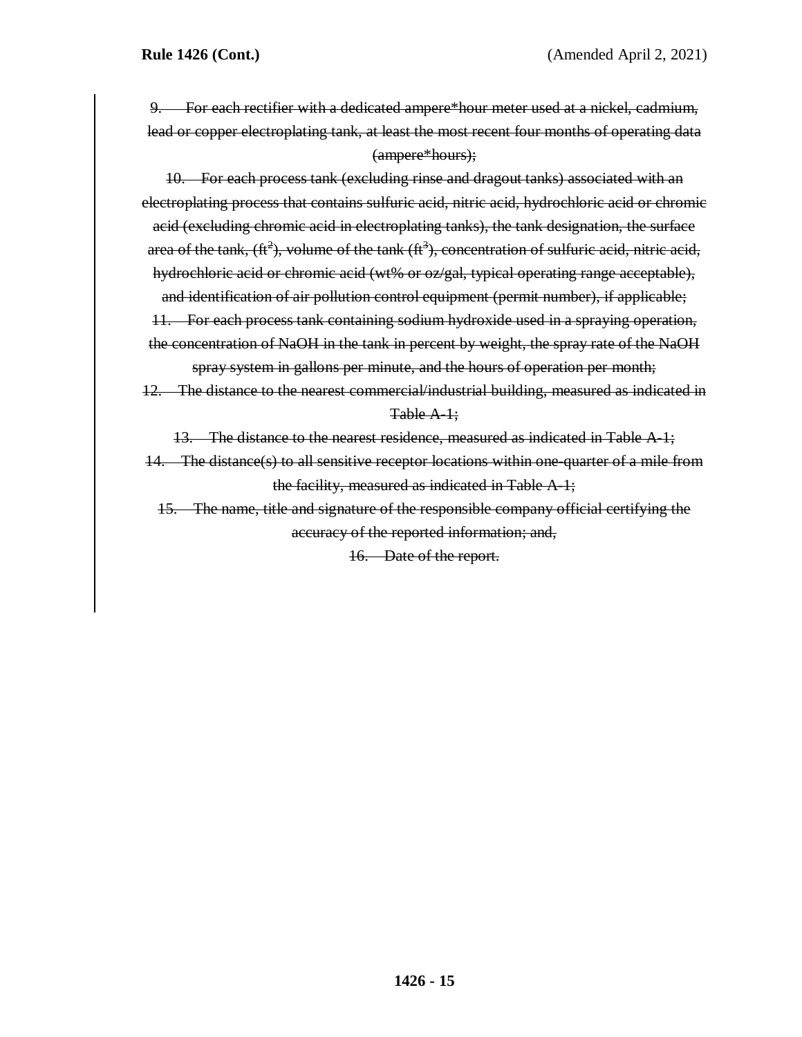~~9. For each rectifier with a dedicated ampere*hour meter used at a nickel, cadmium, lead or copper electroplating tank, at least the most recent four months of operating data (ampere*hours);~~

~~10. For each process tank (excluding rinse and dragout tanks) associated with an electroplating process that contains sulfuric acid, nitric acid, hydrochloric acid or chromic acid (excluding chromic acid in electroplating tanks), the tank designation, the surface area of the tank, ($ft^2$), volume of the tank ($ft^3$), concentration of sulfuric acid, nitric acid, hydrochloric acid or chromic acid (wt% or oz/gal, typical operating range acceptable), and identification of air pollution control equipment (permit number), if applicable;~~

~~11. For each process tank containing sodium hydroxide used in a spraying operation, the concentration of NaOH in the tank in percent by weight, the spray rate of the NaOH spray system in gallons per minute, and the hours of operation per month;~~

~~12. The distance to the nearest commercial/industrial building, measured as indicated in Table A-1;~~

~~13. The distance to the nearest residence, measured as indicated in Table A-1;~~

~~14. The distance(s) to all sensitive receptor locations within one-quarter of a mile from the facility, measured as indicated in Table A-1;~~

~~15. The name, title and signature of the responsible company official certifying the accuracy of the reported information; and,~~

~~16. Date of the report.~~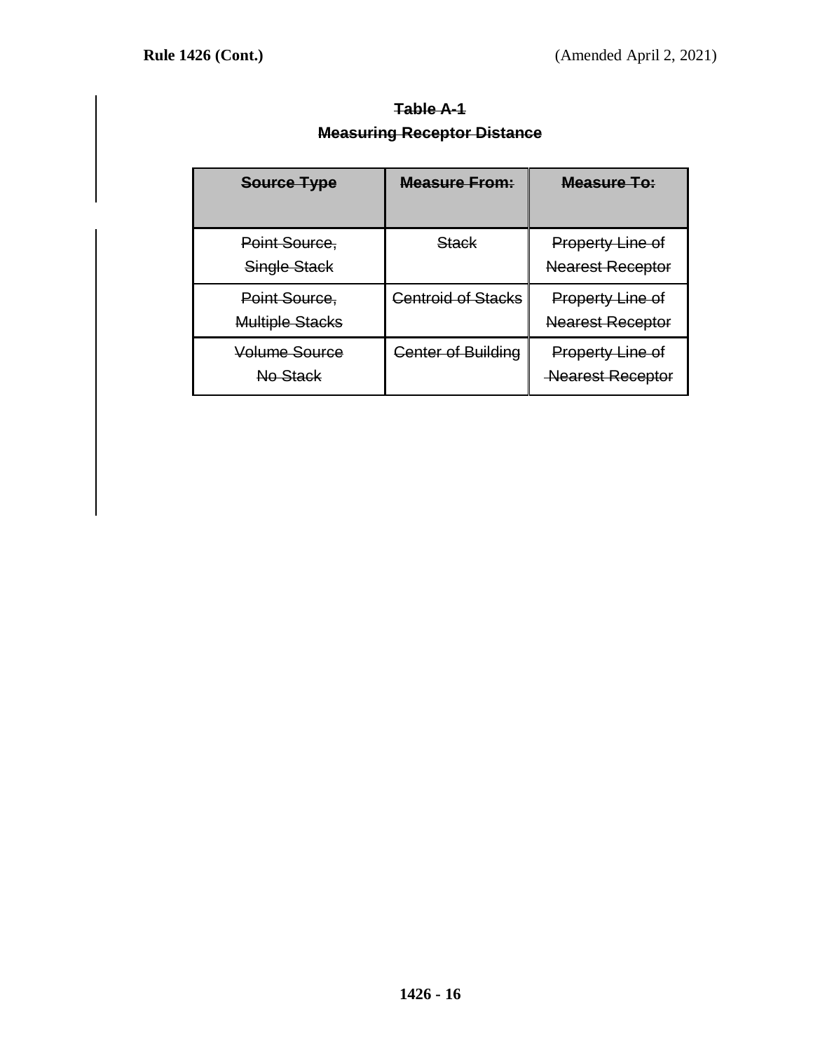**~~Table A-1~~**

**~~Measuring Receptor Distance~~**

| ~~Source Type~~ | ~~Measure From:~~ | ~~Measure To:~~ |
|---|---|---|
| ~~Point Source, Single Stack~~ | ~~Stack~~ | ~~Property Line of Nearest Receptor~~ |
| ~~Point Source, Multiple Stacks~~ | ~~Centroid of Stacks~~ | ~~Property Line of Nearest Receptor~~ |
| ~~Volume Source No Stack~~ | ~~Center of Building~~ | ~~Property Line of Nearest Receptor~~ |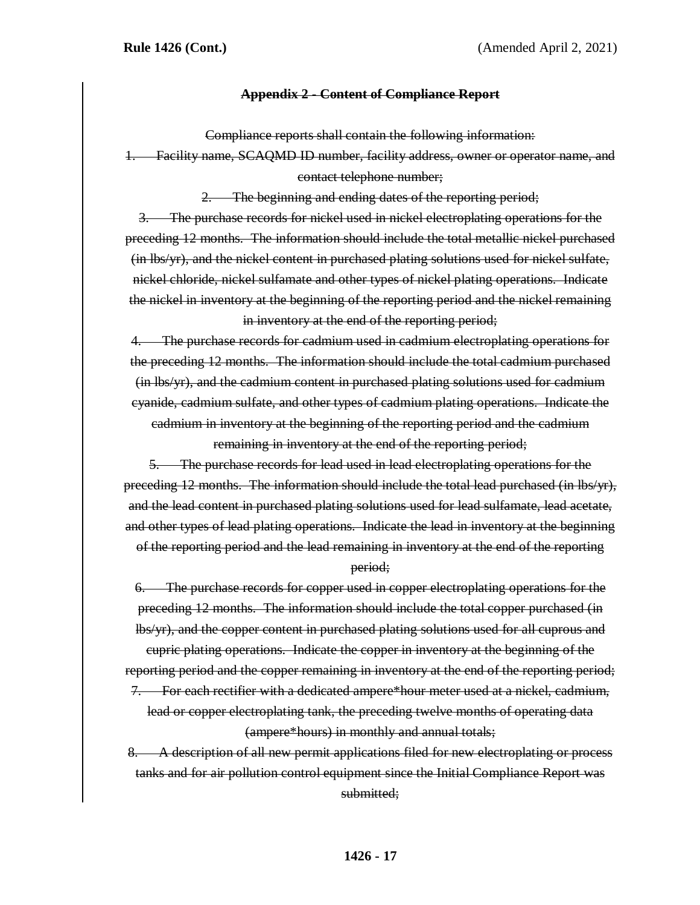~~**Appendix 2 - Content of Compliance Report**~~

~~Compliance reports shall contain the following information:~~

~~1. Facility name, SCAQMD ID number, facility address, owner or operator name, and contact telephone number;~~

~~2. The beginning and ending dates of the reporting period;~~

~~3. The purchase records for nickel used in nickel electroplating operations for the preceding 12 months. The information should include the total metallic nickel purchased (in lbs/yr), and the nickel content in purchased plating solutions used for nickel sulfate, nickel chloride, nickel sulfamate and other types of nickel plating operations. Indicate the nickel in inventory at the beginning of the reporting period and the nickel remaining in inventory at the end of the reporting period;~~

~~4. The purchase records for cadmium used in cadmium electroplating operations for the preceding 12 months. The information should include the total cadmium purchased (in lbs/yr), and the cadmium content in purchased plating solutions used for cadmium cyanide, cadmium sulfate, and other types of cadmium plating operations. Indicate the cadmium in inventory at the beginning of the reporting period and the cadmium remaining in inventory at the end of the reporting period;~~

~~5. The purchase records for lead used in lead electroplating operations for the preceding 12 months. The information should include the total lead purchased (in lbs/yr), and the lead content in purchased plating solutions used for lead sulfamate, lead acetate, and other types of lead plating operations. Indicate the lead in inventory at the beginning of the reporting period and the lead remaining in inventory at the end of the reporting period;~~

~~6. The purchase records for copper used in copper electroplating operations for the preceding 12 months. The information should include the total copper purchased (in lbs/yr), and the copper content in purchased plating solutions used for all cuprous and cupric plating operations. Indicate the copper in inventory at the beginning of the reporting period and the copper remaining in inventory at the end of the reporting period;~~

~~7. For each rectifier with a dedicated ampere*hour meter used at a nickel, cadmium, lead or copper electroplating tank, the preceding twelve months of operating data (ampere*hours) in monthly and annual totals;~~

~~8. A description of all new permit applications filed for new electroplating or process tanks and for air pollution control equipment since the Initial Compliance Report was submitted;~~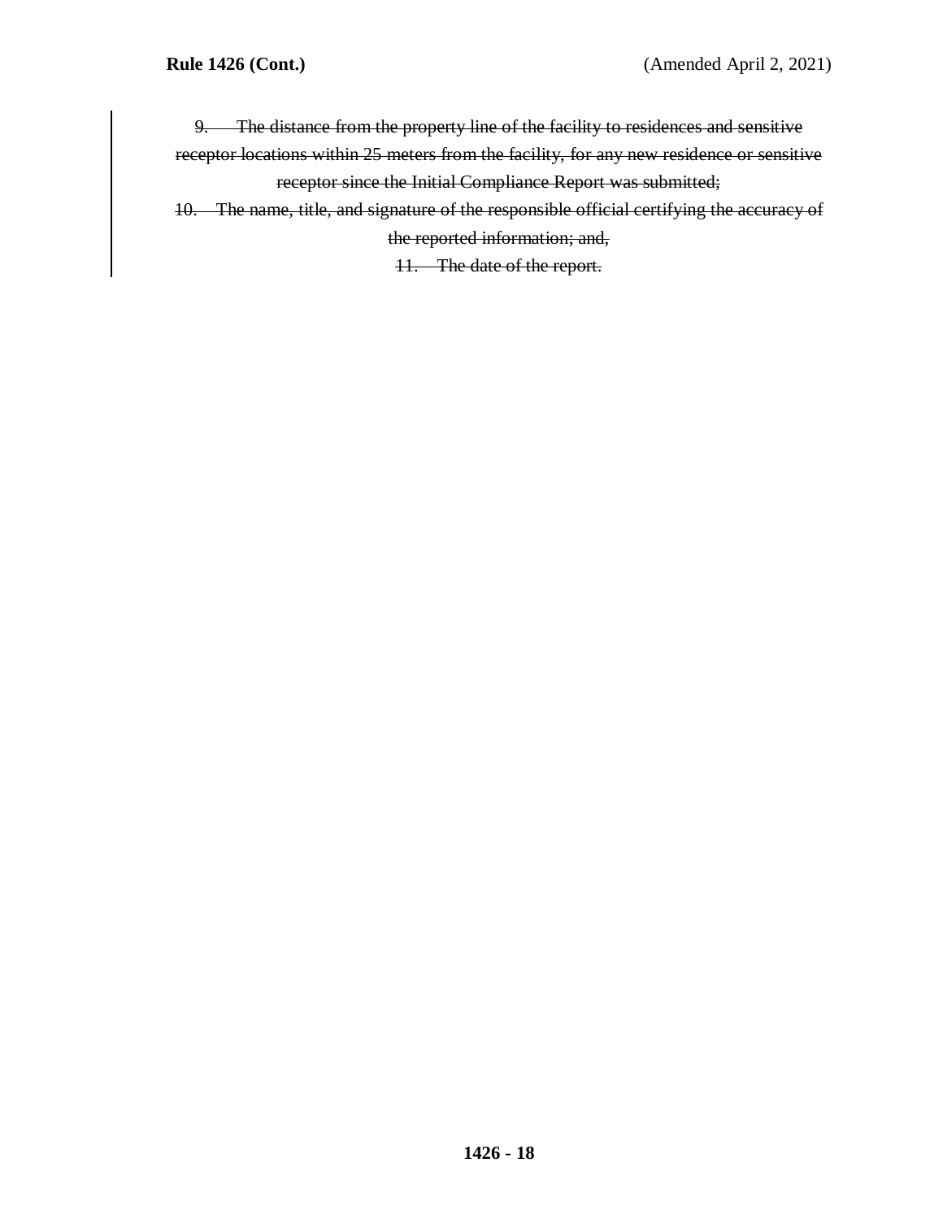~~9. The distance from the property line of the facility to residences and sensitive receptor locations within 25 meters from the facility, for any new residence or sensitive receptor since the Initial Compliance Report was submitted;~~

~~10. The name, title, and signature of the responsible official certifying the accuracy of the reported information; and,~~

~~11. The date of the report.~~